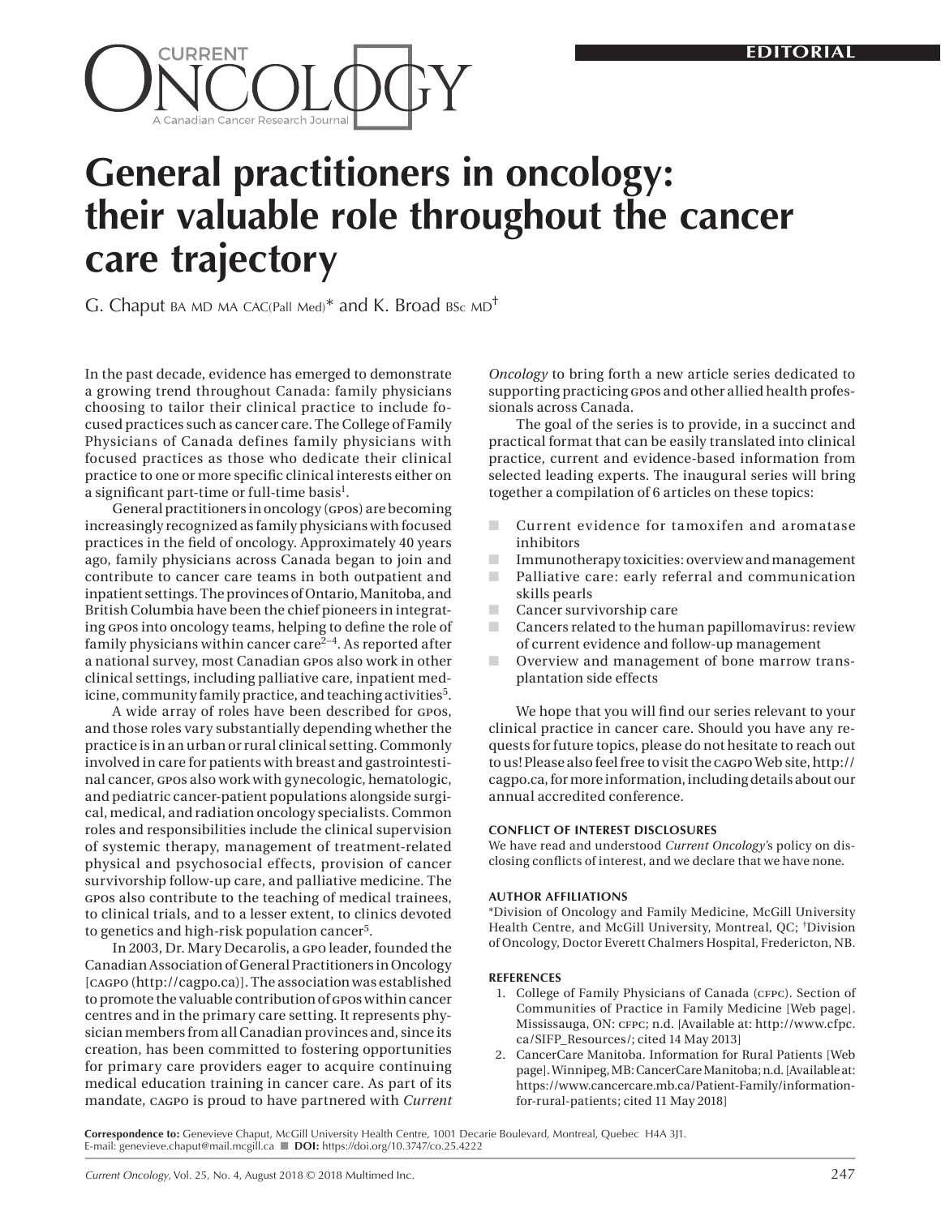EDITORIAL

# General practitioners in oncology: their valuable role throughout the cancer care trajectory

G. Chaput BA MD MA CAC(Pall Med)* and K. Broad BSc MD†

In the past decade, evidence has emerged to demonstrate a growing trend throughout Canada: family physicians choosing to tailor their clinical practice to include focused practices such as cancer care. The College of Family Physicians of Canada defines family physicians with focused practices as those who dedicate their clinical practice to one or more specific clinical interests either on a significant part-time or full-time basis[1].

General practitioners in oncology (GPOs) are becoming increasingly recognized as family physicians with focused practices in the field of oncology. Approximately 40 years ago, family physicians across Canada began to join and contribute to cancer care teams in both outpatient and inpatient settings. The provinces of Ontario, Manitoba, and British Columbia have been the chief pioneers in integrating GPOs into oncology teams, helping to define the role of family physicians within cancer care[2–4]. As reported after a national survey, most Canadian GPOs also work in other clinical settings, including palliative care, inpatient medicine, community family practice, and teaching activities[5].

A wide array of roles have been described for GPOs, and those roles vary substantially depending whether the practice is in an urban or rural clinical setting. Commonly involved in care for patients with breast and gastrointestinal cancer, GPOs also work with gynecologic, hematologic, and pediatric cancer-patient populations alongside surgical, medical, and radiation oncology specialists. Common roles and responsibilities include the clinical supervision of systemic therapy, management of treatment-related physical and psychosocial effects, provision of cancer survivorship follow-up care, and palliative medicine. The GPOs also contribute to the teaching of medical trainees, to clinical trials, and to a lesser extent, to clinics devoted to genetics and high-risk population cancer[5].

In 2003, Dr. Mary Decarolis, a GPO leader, founded the Canadian Association of General Practitioners in Oncology [CAGPO (http://cagpo.ca)]. The association was established to promote the valuable contribution of GPOs within cancer centres and in the primary care setting. It represents physician members from all Canadian provinces and, since its creation, has been committed to fostering opportunities for primary care providers eager to acquire continuing medical education training in cancer care. As part of its mandate, CAGPO is proud to have partnered with *Current Oncology* to bring forth a new article series dedicated to supporting practicing GPOs and other allied health professionals across Canada.

The goal of the series is to provide, in a succinct and practical format that can be easily translated into clinical practice, current and evidence-based information from selected leading experts. The inaugural series will bring together a compilation of 6 articles on these topics:

- Current evidence for tamoxifen and aromatase inhibitors
- Immunotherapy toxicities: overview and management
- Palliative care: early referral and communication skills pearls
- Cancer survivorship care
- Cancers related to the human papillomavirus: review of current evidence and follow-up management
- Overview and management of bone marrow transplantation side effects

We hope that you will find our series relevant to your clinical practice in cancer care. Should you have any requests for future topics, please do not hesitate to reach out to us! Please also feel free to visit the CAGPO Web site, http://cagpo.ca, for more information, including details about our annual accredited conference.

#### CONFLICT OF INTEREST DISCLOSURES

We have read and understood *Current Oncology*'s policy on disclosing conflicts of interest, and we declare that we have none.

#### AUTHOR AFFILIATIONS

*Division of Oncology and Family Medicine, McGill University Health Centre, and McGill University, Montreal, QC; †Division of Oncology, Doctor Everett Chalmers Hospital, Fredericton, NB.

#### REFERENCES

1. College of Family Physicians of Canada (CFPC). Section of Communities of Practice in Family Medicine [Web page]. Mississauga, ON: CFPC; n.d. [Available at: http://www.cfpc.ca/SIFP_Resources/; cited 14 May 2013]
2. CancerCare Manitoba. Information for Rural Patients [Web page]. Winnipeg, MB: CancerCare Manitoba; n.d. [Available at: https://www.cancercare.mb.ca/Patient-Family/information-for-rural-patients; cited 11 May 2018]

**Correspondence to:** Genevieve Chaput, McGill University Health Centre, 1001 Decarie Boulevard, Montreal, Quebec H4A 3J1. E-mail: genevieve.chaput@mail.mcgill.ca ■ **DOI:** https://doi.org/10.3747/co.25.4222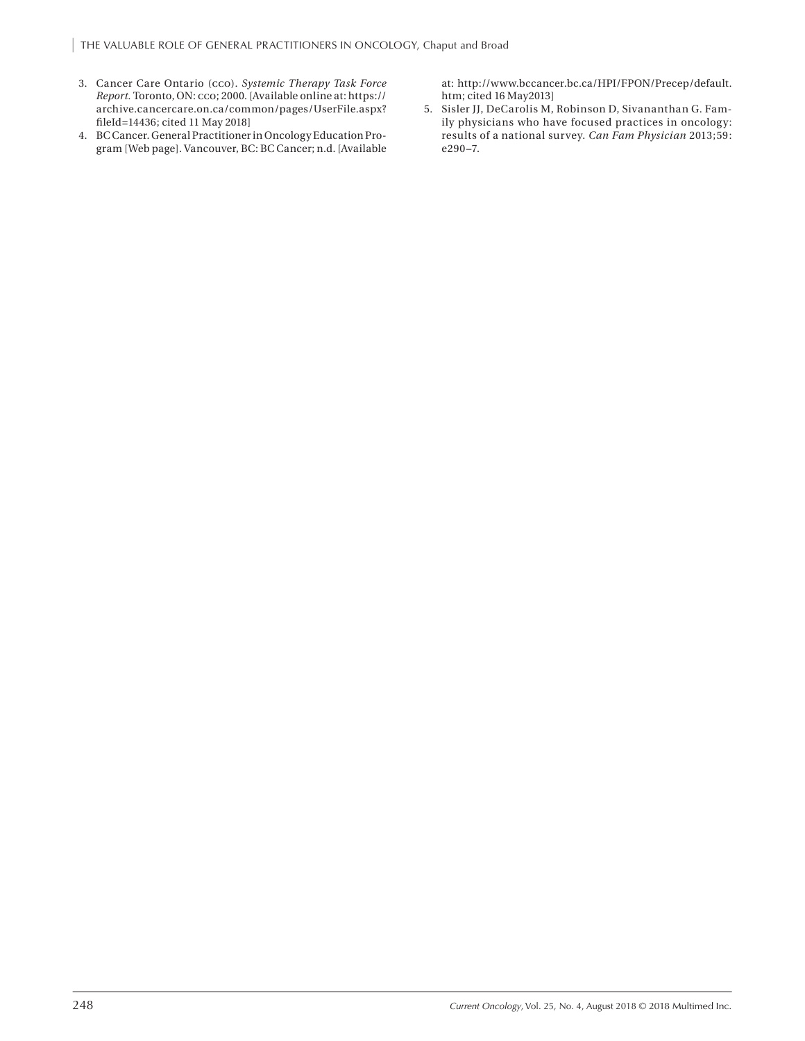3. Cancer Care Ontario (cco). *Systemic Therapy Task Force Report*. Toronto, ON: cco; 2000. [Available online at: https://archive.cancercare.on.ca/common/pages/UserFile.aspx?fileId=14436; cited 11 May 2018]
4. BC Cancer. General Practitioner in Oncology Education Program [Web page]. Vancouver, BC: BC Cancer; n.d. [Available at: http://www.bccancer.bc.ca/HPI/FPON/Precep/default.htm; cited 16 May2013]
5. Sisler JJ, DeCarolis M, Robinson D, Sivananthan G. Family physicians who have focused practices in oncology: results of a national survey. *Can Fam Physician* 2013;59:e290–7.